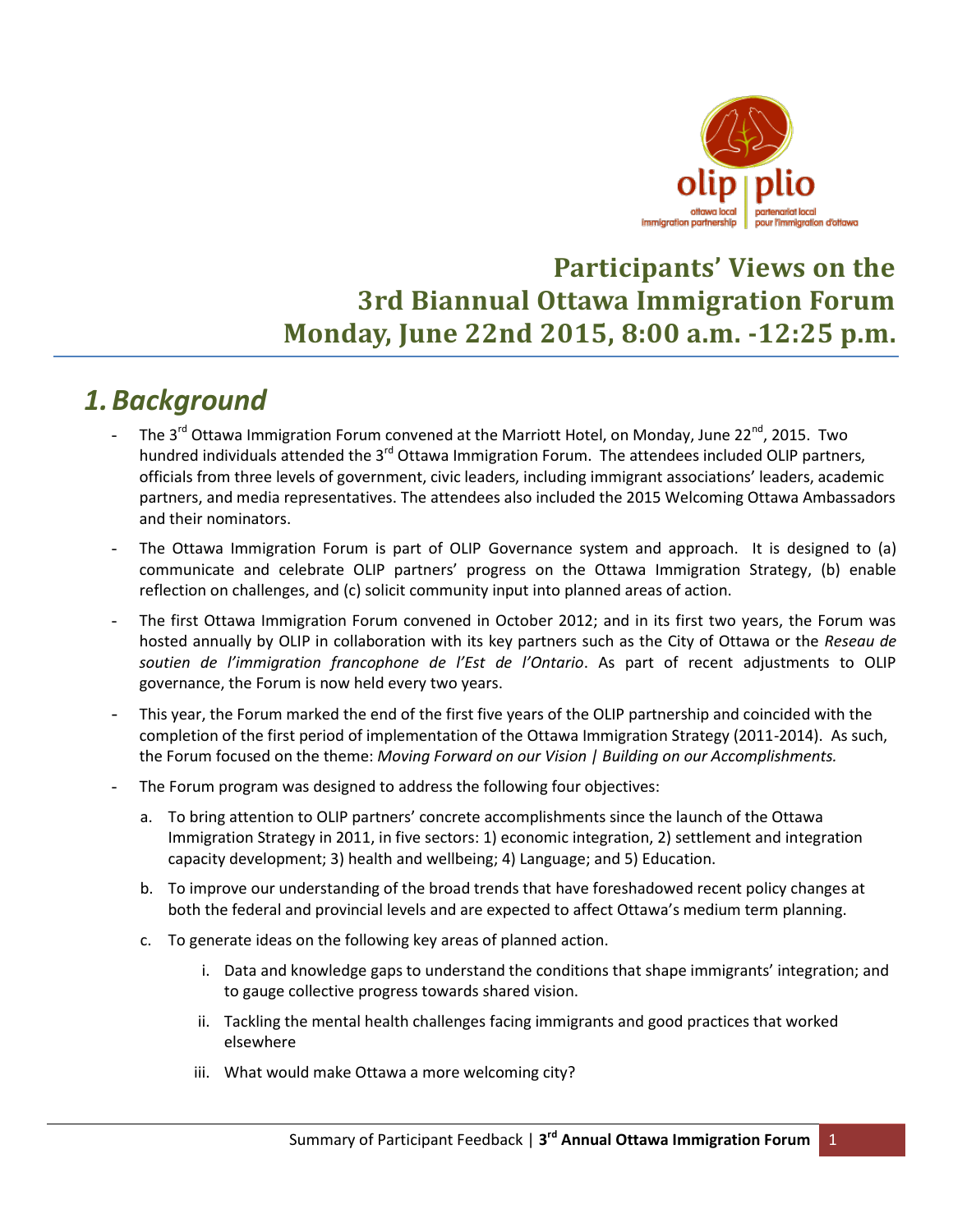# Participants' Views on the 3rd Biannual Ottawa Immigration Forum Monday, June 22nd 2015, 8:00 a.m. -12:25 p.m.

## *1. Background*

- The 3rd Ottawa Immigration Forum convened at the Marriott Hotel, on Monday, June 22nd, 2015. Two hundred individuals attended the 3rd Ottawa Immigration Forum. The attendees included OLIP partners, officials from three levels of government, civic leaders, including immigrant associations' leaders, academic partners, and media representatives. The attendees also included the 2015 Welcoming Ottawa Ambassadors and their nominators.
- The Ottawa Immigration Forum is part of OLIP Governance system and approach. It is designed to (a) communicate and celebrate OLIP partners' progress on the Ottawa Immigration Strategy, (b) enable reflection on challenges, and (c) solicit community input into planned areas of action.
- The first Ottawa Immigration Forum convened in October 2012; and in its first two years, the Forum was hosted annually by OLIP in collaboration with its key partners such as the City of Ottawa or the *Reseau de soutien de l'immigration francophone de l'Est de l'Ontario*. As part of recent adjustments to OLIP governance, the Forum is now held every two years.
- This year, the Forum marked the end of the first five years of the OLIP partnership and coincided with the completion of the first period of implementation of the Ottawa Immigration Strategy (2011-2014). As such, the Forum focused on the theme: *Moving Forward on our Vision | Building on our Accomplishments.*
- The Forum program was designed to address the following four objectives:
  a. To bring attention to OLIP partners' concrete accomplishments since the launch of the Ottawa Immigration Strategy in 2011, in five sectors: 1) economic integration, 2) settlement and integration capacity development; 3) health and wellbeing; 4) Language; and 5) Education.
  b. To improve our understanding of the broad trends that have foreshadowed recent policy changes at both the federal and provincial levels and are expected to affect Ottawa's medium term planning.
  c. To generate ideas on the following key areas of planned action.
     i. Data and knowledge gaps to understand the conditions that shape immigrants' integration; and to gauge collective progress towards shared vision.
     ii. Tackling the mental health challenges facing immigrants and good practices that worked elsewhere
     iii. What would make Ottawa a more welcoming city?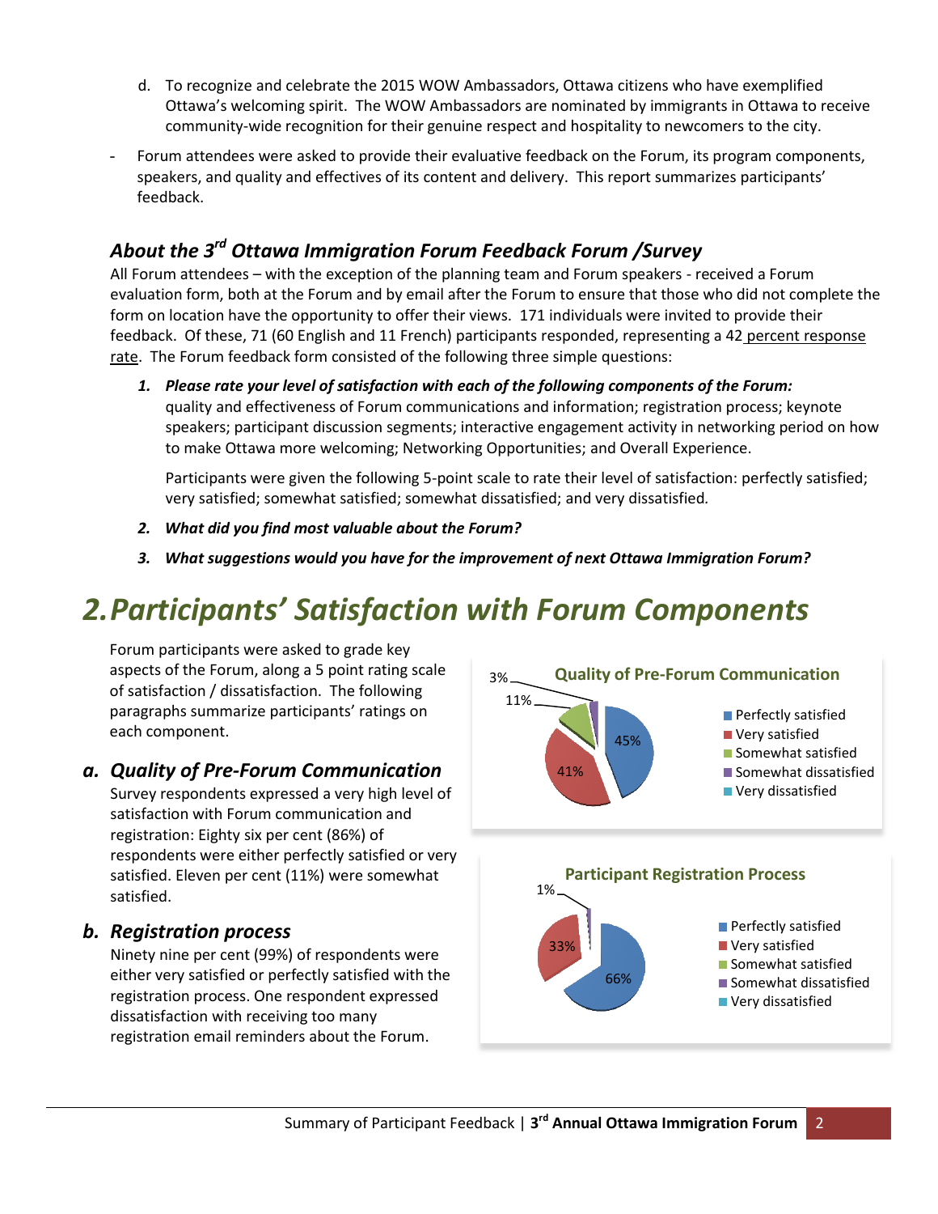d. To recognize and celebrate the 2015 WOW Ambassadors, Ottawa citizens who have exemplified Ottawa's welcoming spirit. The WOW Ambassadors are nominated by immigrants in Ottawa to receive community-wide recognition for their genuine respect and hospitality to newcomers to the city.

- Forum attendees were asked to provide their evaluative feedback on the Forum, its program components, speakers, and quality and effectives of its content and delivery. This report summarizes participants' feedback.

### *About the 3rd Ottawa Immigration Forum Feedback Forum /Survey*

All Forum attendees – with the exception of the planning team and Forum speakers - received a Forum evaluation form, both at the Forum and by email after the Forum to ensure that those who did not complete the form on location have the opportunity to offer their views. 171 individuals were invited to provide their feedback. Of these, 71 (60 English and 11 French) participants responded, representing a 42 percent response rate. The Forum feedback form consisted of the following three simple questions:

1. ***Please rate your level of satisfaction with each of the following components of the Forum:*** quality and effectiveness of Forum communications and information; registration process; keynote speakers; participant discussion segments; interactive engagement activity in networking period on how to make Ottawa more welcoming; Networking Opportunities; and Overall Experience.

   Participants were given the following 5-point scale to rate their level of satisfaction: perfectly satisfied; very satisfied; somewhat satisfied; somewhat dissatisfied; and very dissatisfied.

2. ***What did you find most valuable about the Forum?***

3. ***What suggestions would you have for the improvement of next Ottawa Immigration Forum?***

## *2. Participants' Satisfaction with Forum Components*

Forum participants were asked to grade key aspects of the Forum, along a 5 point rating scale of satisfaction / dissatisfaction. The following paragraphs summarize participants' ratings on each component.

### *a. Quality of Pre-Forum Communication*

Survey respondents expressed a very high level of satisfaction with Forum communication and registration: Eighty six per cent (86%) of respondents were either perfectly satisfied or very satisfied. Eleven per cent (11%) were somewhat satisfied.

**Quality of Pre-Forum Communication**

| Rating | Percent |
|---|---|
| Perfectly satisfied | 45% |
| Very satisfied | 41% |
| Somewhat satisfied | 11% |
| Somewhat dissatisfied | 3% |
| Very dissatisfied | |

### *b. Registration process*

Ninety nine per cent (99%) of respondents were either very satisfied or perfectly satisfied with the registration process. One respondent expressed dissatisfaction with receiving too many registration email reminders about the Forum.

**Participant Registration Process**

| Rating | Percent |
|---|---|
| Perfectly satisfied | 66% |
| Very satisfied | 33% |
| Somewhat satisfied | |
| Somewhat dissatisfied | 1% |
| Very dissatisfied | |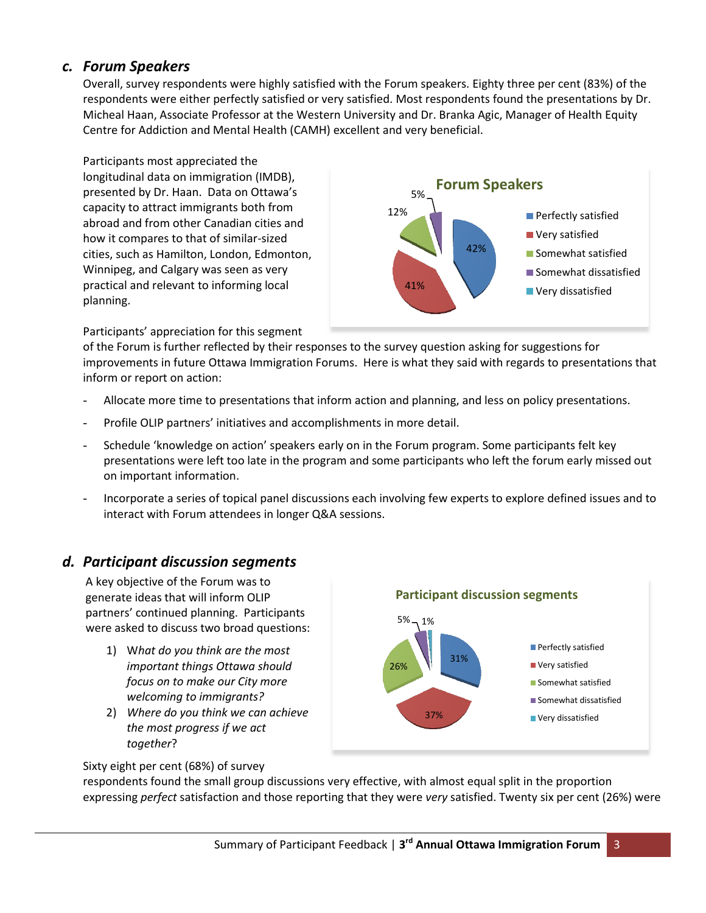## c. Forum Speakers

Overall, survey respondents were highly satisfied with the Forum speakers. Eighty three per cent (83%) of the respondents were either perfectly satisfied or very satisfied. Most respondents found the presentations by Dr. Micheal Haan, Associate Professor at the Western University and Dr. Branka Agic, Manager of Health Equity Centre for Addiction and Mental Health (CAMH) excellent and very beneficial.

Participants most appreciated the longitudinal data on immigration (IMDB), presented by Dr. Haan. Data on Ottawa's capacity to attract immigrants both from abroad and from other Canadian cities and how it compares to that of similar-sized cities, such as Hamilton, London, Edmonton, Winnipeg, and Calgary was seen as very practical and relevant to informing local planning.

**Forum Speakers**

| Response | Percentage |
| --- | --- |
| Perfectly satisfied | 42% |
| Very satisfied | 41% |
| Somewhat satisfied | 12% |
| Somewhat dissatisfied | 5% |
| Very dissatisfied | |

Participants' appreciation for this segment of the Forum is further reflected by their responses to the survey question asking for suggestions for improvements in future Ottawa Immigration Forums. Here is what they said with regards to presentations that inform or report on action:

- Allocate more time to presentations that inform action and planning, and less on policy presentations.
- Profile OLIP partners' initiatives and accomplishments in more detail.
- Schedule 'knowledge on action' speakers early on in the Forum program. Some participants felt key presentations were left too late in the program and some participants who left the forum early missed out on important information.
- Incorporate a series of topical panel discussions each involving few experts to explore defined issues and to interact with Forum attendees in longer Q&A sessions.

## d. Participant discussion segments

A key objective of the Forum was to generate ideas that will inform OLIP partners' continued planning. Participants were asked to discuss two broad questions:

1) *What do you think are the most important things Ottawa should focus on to make our City more welcoming to immigrants?*
2) *Where do you think we can achieve the most progress if we act together*?

**Participant discussion segments**

| Response | Percentage |
| --- | --- |
| Perfectly satisfied | 31% |
| Very satisfied | 37% |
| Somewhat satisfied | 26% |
| Somewhat dissatisfied | 5% |
| Very dissatisfied | 1% |

Sixty eight per cent (68%) of survey respondents found the small group discussions very effective, with almost equal split in the proportion expressing *perfect* satisfaction and those reporting that they were *very* satisfied. Twenty six per cent (26%) were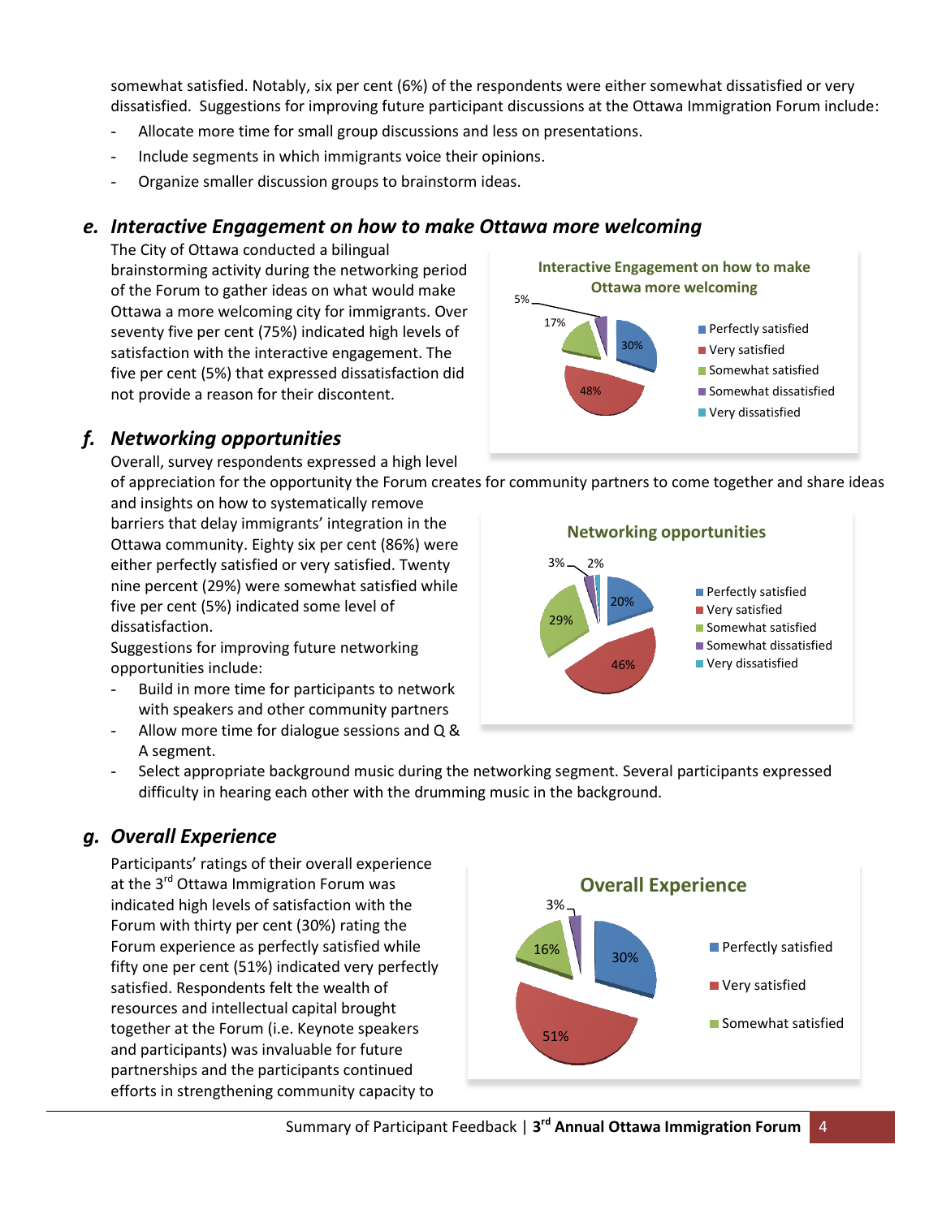somewhat satisfied. Notably, six per cent (6%) of the respondents were either somewhat dissatisfied or very dissatisfied. Suggestions for improving future participant discussions at the Ottawa Immigration Forum include:

- Allocate more time for small group discussions and less on presentations.
- Include segments in which immigrants voice their opinions.
- Organize smaller discussion groups to brainstorm ideas.

## *e. Interactive Engagement on how to make Ottawa more welcoming*

The City of Ottawa conducted a bilingual brainstorming activity during the networking period of the Forum to gather ideas on what would make Ottawa a more welcoming city for immigrants. Over seventy five per cent (75%) indicated high levels of satisfaction with the interactive engagement. The five per cent (5%) that expressed dissatisfaction did not provide a reason for their discontent.

**Interactive Engagement on how to make Ottawa more welcoming**

| Response | Percentage |
|---|---|
| Perfectly satisfied | 30% |
| Very satisfied | 48% |
| Somewhat satisfied | 17% |
| Somewhat dissatisfied | 5% |
| Very dissatisfied | |

## *f. Networking opportunities*

Overall, survey respondents expressed a high level of appreciation for the opportunity the Forum creates for community partners to come together and share ideas and insights on how to systematically remove barriers that delay immigrants' integration in the Ottawa community. Eighty six per cent (86%) were either perfectly satisfied or very satisfied. Twenty nine percent (29%) were somewhat satisfied while five per cent (5%) indicated some level of dissatisfaction.

Suggestions for improving future networking opportunities include:

- Build in more time for participants to network with speakers and other community partners
- Allow more time for dialogue sessions and Q & A segment.
- Select appropriate background music during the networking segment. Several participants expressed difficulty in hearing each other with the drumming music in the background.

**Networking opportunities**

| Response | Percentage |
|---|---|
| Perfectly satisfied | 20% |
| Very satisfied | 46% |
| Somewhat satisfied | 29% |
| Somewhat dissatisfied | 3% |
| Very dissatisfied | 2% |

## *g. Overall Experience*

Participants' ratings of their overall experience at the 3rd Ottawa Immigration Forum was indicated high levels of satisfaction with the Forum with thirty per cent (30%) rating the Forum experience as perfectly satisfied while fifty one per cent (51%) indicated very perfectly satisfied. Respondents felt the wealth of resources and intellectual capital brought together at the Forum (i.e. Keynote speakers and participants) was invaluable for future partnerships and the participants continued efforts in strengthening community capacity to

**Overall Experience**

| Response | Percentage |
|---|---|
| Perfectly satisfied | 30% |
| Very satisfied | 51% |
| Somewhat satisfied | 16% |
| (unlabelled) | 3% |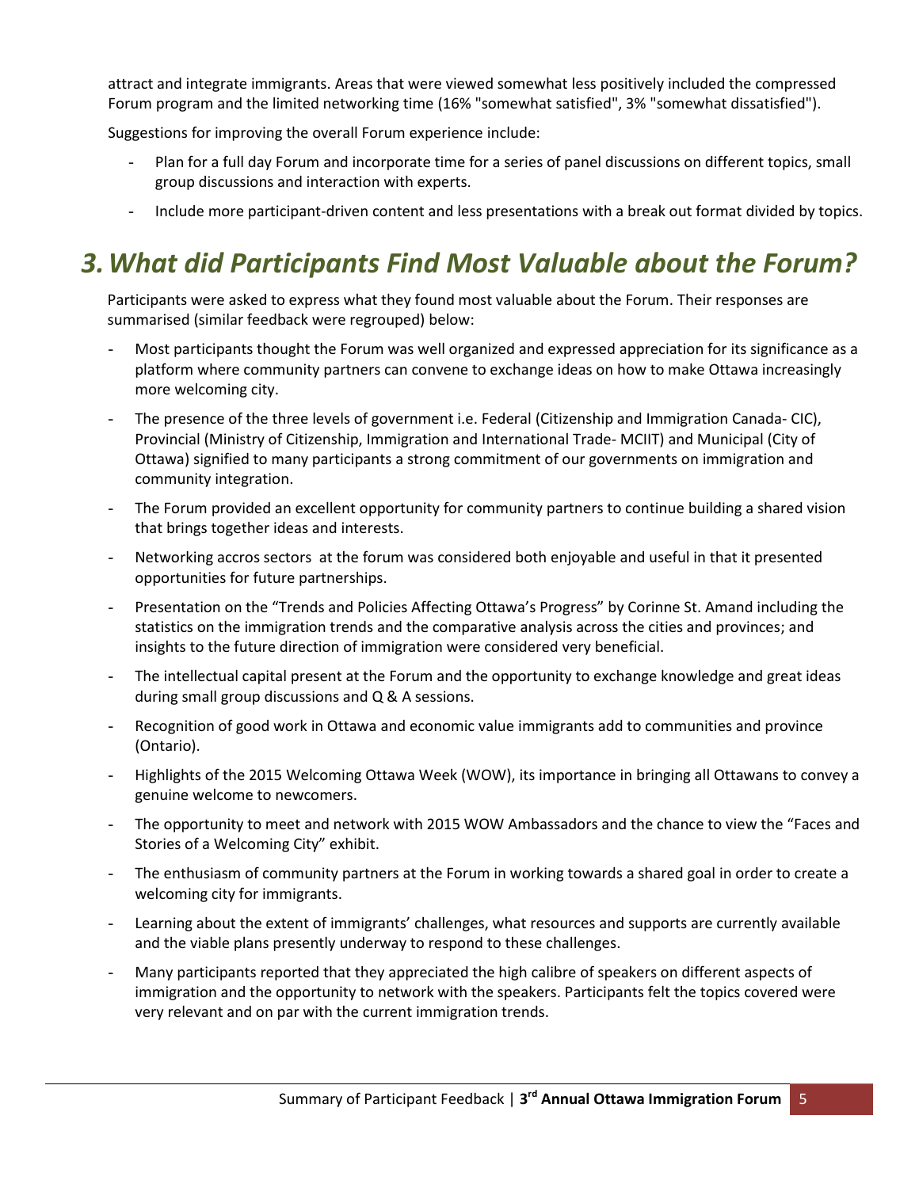attract and integrate immigrants. Areas that were viewed somewhat less positively included the compressed Forum program and the limited networking time (16% "somewhat satisfied", 3% "somewhat dissatisfied").

Suggestions for improving the overall Forum experience include:

- Plan for a full day Forum and incorporate time for a series of panel discussions on different topics, small group discussions and interaction with experts.
- Include more participant-driven content and less presentations with a break out format divided by topics.

# *3. What did Participants Find Most Valuable about the Forum?*

Participants were asked to express what they found most valuable about the Forum. Their responses are summarised (similar feedback were regrouped) below:

- Most participants thought the Forum was well organized and expressed appreciation for its significance as a platform where community partners can convene to exchange ideas on how to make Ottawa increasingly more welcoming city.
- The presence of the three levels of government i.e. Federal (Citizenship and Immigration Canada- CIC), Provincial (Ministry of Citizenship, Immigration and International Trade- MCIIT) and Municipal (City of Ottawa) signified to many participants a strong commitment of our governments on immigration and community integration.
- The Forum provided an excellent opportunity for community partners to continue building a shared vision that brings together ideas and interests.
- Networking accros sectors at the forum was considered both enjoyable and useful in that it presented opportunities for future partnerships.
- Presentation on the "Trends and Policies Affecting Ottawa's Progress" by Corinne St. Amand including the statistics on the immigration trends and the comparative analysis across the cities and provinces; and insights to the future direction of immigration were considered very beneficial.
- The intellectual capital present at the Forum and the opportunity to exchange knowledge and great ideas during small group discussions and Q & A sessions.
- Recognition of good work in Ottawa and economic value immigrants add to communities and province (Ontario).
- Highlights of the 2015 Welcoming Ottawa Week (WOW), its importance in bringing all Ottawans to convey a genuine welcome to newcomers.
- The opportunity to meet and network with 2015 WOW Ambassadors and the chance to view the "Faces and Stories of a Welcoming City" exhibit.
- The enthusiasm of community partners at the Forum in working towards a shared goal in order to create a welcoming city for immigrants.
- Learning about the extent of immigrants' challenges, what resources and supports are currently available and the viable plans presently underway to respond to these challenges.
- Many participants reported that they appreciated the high calibre of speakers on different aspects of immigration and the opportunity to network with the speakers. Participants felt the topics covered were very relevant and on par with the current immigration trends.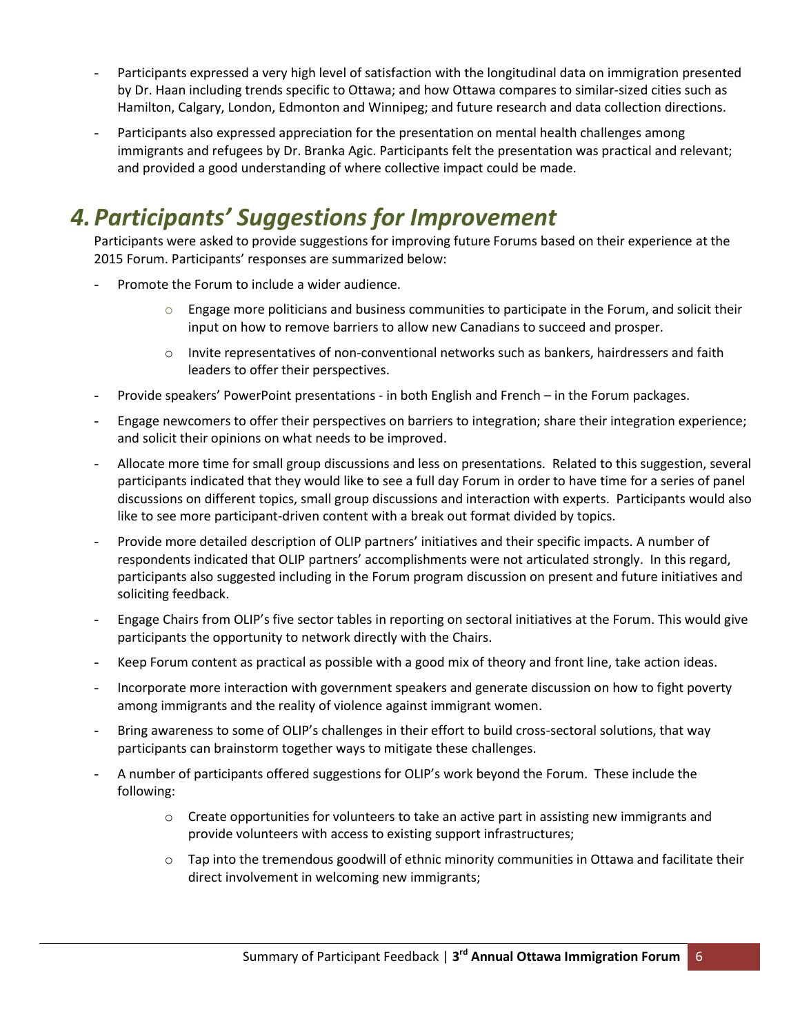- Participants expressed a very high level of satisfaction with the longitudinal data on immigration presented by Dr. Haan including trends specific to Ottawa; and how Ottawa compares to similar-sized cities such as Hamilton, Calgary, London, Edmonton and Winnipeg; and future research and data collection directions.
- Participants also expressed appreciation for the presentation on mental health challenges among immigrants and refugees by Dr. Branka Agic. Participants felt the presentation was practical and relevant; and provided a good understanding of where collective impact could be made.

# *4. Participants' Suggestions for Improvement*

Participants were asked to provide suggestions for improving future Forums based on their experience at the 2015 Forum. Participants' responses are summarized below:

- Promote the Forum to include a wider audience.
  - Engage more politicians and business communities to participate in the Forum, and solicit their input on how to remove barriers to allow new Canadians to succeed and prosper.
  - Invite representatives of non-conventional networks such as bankers, hairdressers and faith leaders to offer their perspectives.
- Provide speakers' PowerPoint presentations - in both English and French – in the Forum packages.
- Engage newcomers to offer their perspectives on barriers to integration; share their integration experience; and solicit their opinions on what needs to be improved.
- Allocate more time for small group discussions and less on presentations. Related to this suggestion, several participants indicated that they would like to see a full day Forum in order to have time for a series of panel discussions on different topics, small group discussions and interaction with experts. Participants would also like to see more participant-driven content with a break out format divided by topics.
- Provide more detailed description of OLIP partners' initiatives and their specific impacts. A number of respondents indicated that OLIP partners' accomplishments were not articulated strongly. In this regard, participants also suggested including in the Forum program discussion on present and future initiatives and soliciting feedback.
- Engage Chairs from OLIP's five sector tables in reporting on sectoral initiatives at the Forum. This would give participants the opportunity to network directly with the Chairs.
- Keep Forum content as practical as possible with a good mix of theory and front line, take action ideas.
- Incorporate more interaction with government speakers and generate discussion on how to fight poverty among immigrants and the reality of violence against immigrant women.
- Bring awareness to some of OLIP's challenges in their effort to build cross-sectoral solutions, that way participants can brainstorm together ways to mitigate these challenges.
- A number of participants offered suggestions for OLIP's work beyond the Forum. These include the following:
  - Create opportunities for volunteers to take an active part in assisting new immigrants and provide volunteers with access to existing support infrastructures;
  - Tap into the tremendous goodwill of ethnic minority communities in Ottawa and facilitate their direct involvement in welcoming new immigrants;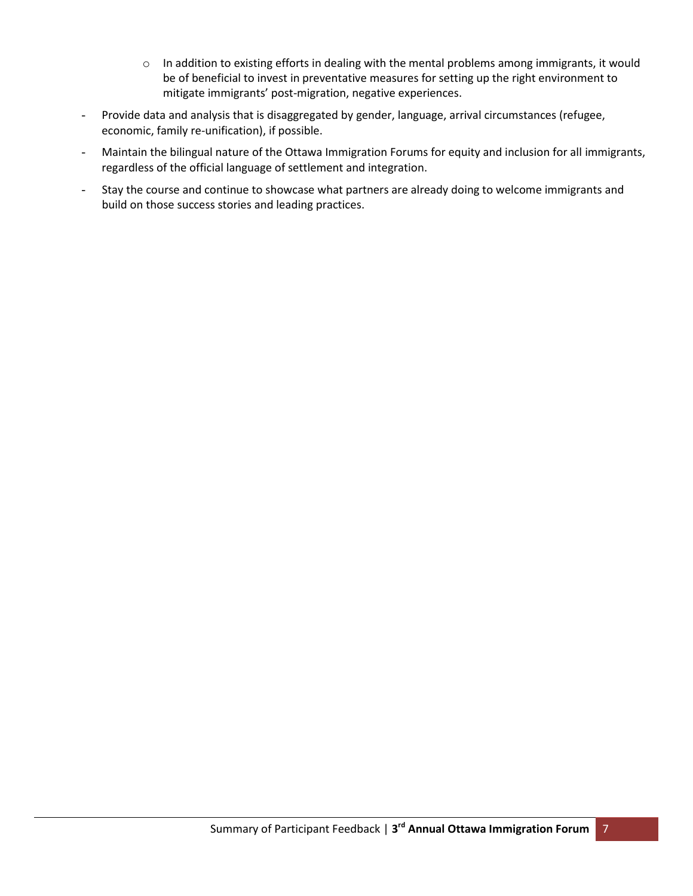- In addition to existing efforts in dealing with the mental problems among immigrants, it would be of beneficial to invest in preventative measures for setting up the right environment to mitigate immigrants' post-migration, negative experiences.
- Provide data and analysis that is disaggregated by gender, language, arrival circumstances (refugee, economic, family re-unification), if possible.
- Maintain the bilingual nature of the Ottawa Immigration Forums for equity and inclusion for all immigrants, regardless of the official language of settlement and integration.
- Stay the course and continue to showcase what partners are already doing to welcome immigrants and build on those success stories and leading practices.